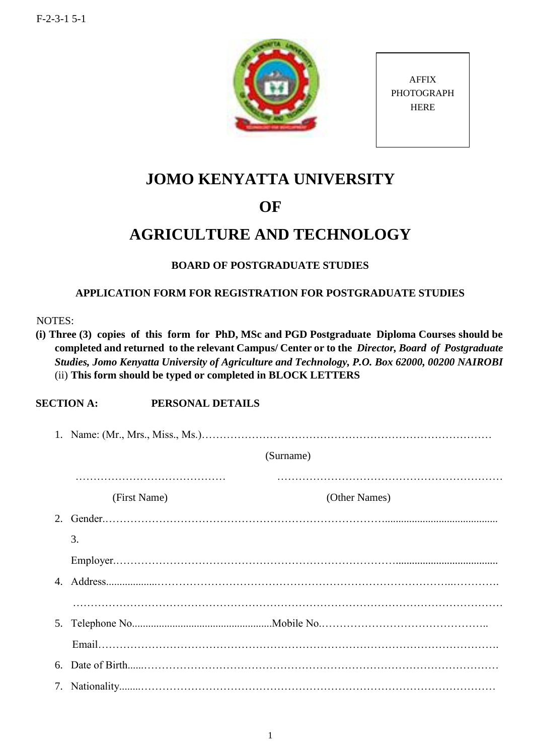F-2-3-1 5-1

AFFIX PHOTOGRAPH HERE

# JOMO KENYATTA UNIVERSITY

# OF

# AGRICULTURE AND TECHNOLOGY

### BOARD OF POSTGRADUATE STUDIES

### APPLICATION FORM FOR REGISTRATION FOR POSTGRADUATE STUDIES

NOTES:

**(i) Three (3) copies of this form for PhD, MSc and PGD Postgraduate Diploma Courses should be completed and returned to the relevant Campus/ Center or to the** ***Director, Board of Postgraduate Studies, Jomo Kenyatta University of Agriculture and Technology, P.O. Box 62000, 00200 NAIROBI***
(ii) **This form should be typed or completed in BLOCK LETTERS**

**SECTION A: PERSONAL DETAILS**

1. Name: (Mr., Mrs., Miss., Ms.)……………………………………………………………………

   (Surname)

   …………………………………… ………………………………………………………

   (First Name) (Other Names)

2. Gender.……………………………………………………………………………..........................................

3. Employer.…………………………………………………………………….....................................

4. Address...................………………………………………………………………………..………….

   ………………………………………………………………………………………………………

5. Telephone No....................................................Mobile No.……………………………………….

   Email…………………………………………………………………………………………….

6. Date of Birth......……………………………………………………………………………………

7. Nationality........………………………………………………………………………………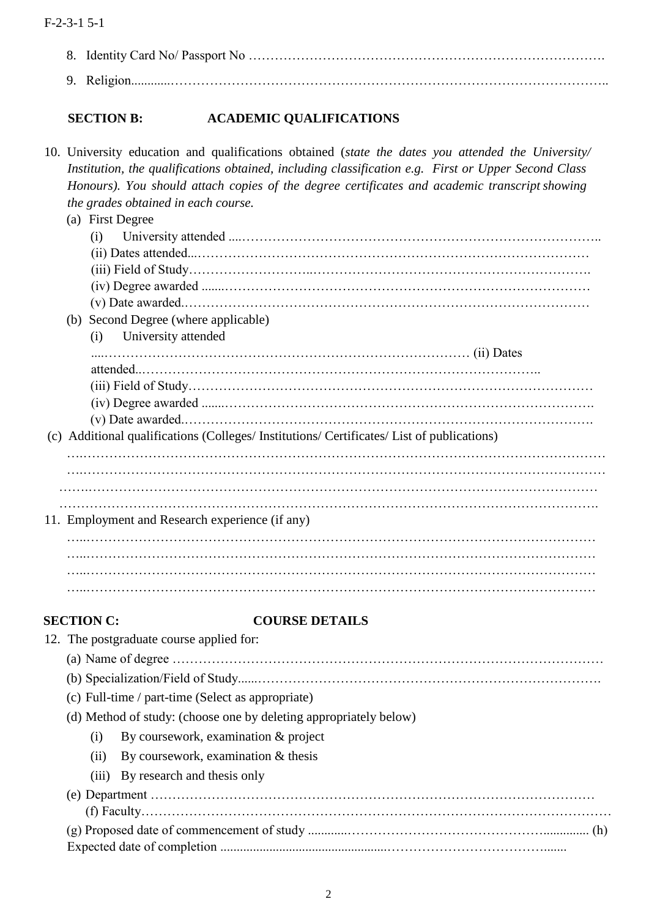8. Identity Card No/ Passport No …………………………………………………………………………….
9. Religion............…………………………………………………………………………………..

**SECTION B: ACADEMIC QUALIFICATIONS**

10. University education and qualifications obtained (*state the dates you attended the University/ Institution, the qualifications obtained, including classification e.g. First or Upper Second Class Honours). You should attach copies of the degree certificates and academic transcript showing the grades obtained in each course.*

    (a) First Degree
    - (i) University attended ....……………………………………………………………………..
    - (ii) Dates attended...………………………………………………………………………
    - (iii) Field of Study………………………..……………………………………………………….
    - (iv) Degree awarded .......………………………………………………………………………
    - (v) Date awarded.…………………………………………………………………………

    (b) Second Degree (where applicable)
    - (i) University attended ....………………………………………………………………………
    - (ii) Dates attended..……………………………………………………………………..
    - (iii) Field of Study…………………………………………………………………………
    - (iv) Degree awarded .......…………………………………………………………………….
    - (v) Date awarded.……………………………………………………………………….

    (c) Additional qualifications (Colleges/ Institutions/ Certificates/ List of publications)
    ….…………………………………………………………………………………………………
    ….…………………………………………………………………………………………………
    …….………………………………………………………………………………………………
    ……………………………………………………………………………………………………….

11. Employment and Research experience (if any)
    …..………………………………………………………………………………………………
    …..………………………………………………………………………………………………
    …..………………………………………………………………………………………………
    …..………………………………………………………………………………………………

**SECTION C: COURSE DETAILS**

12. The postgraduate course applied for:

    (a) Name of degree ……………………………………………………………………………………

    (b) Specialization/Field of Study......……………………………………………………………………….

    (c) Full-time / part-time (Select as appropriate)

    (d) Method of study: (choose one by deleting appropriately below)
    - (i) By coursework, examination & project
    - (ii) By coursework, examination & thesis
    - (iii) By research and thesis only

    (e) Department ………………………………………………………………………………………

    (f) Faculty…………………………………………………………………………………………

    (g) Proposed date of commencement of study ............…………………………………….............

    (h) Expected date of completion .................................................…………………………………........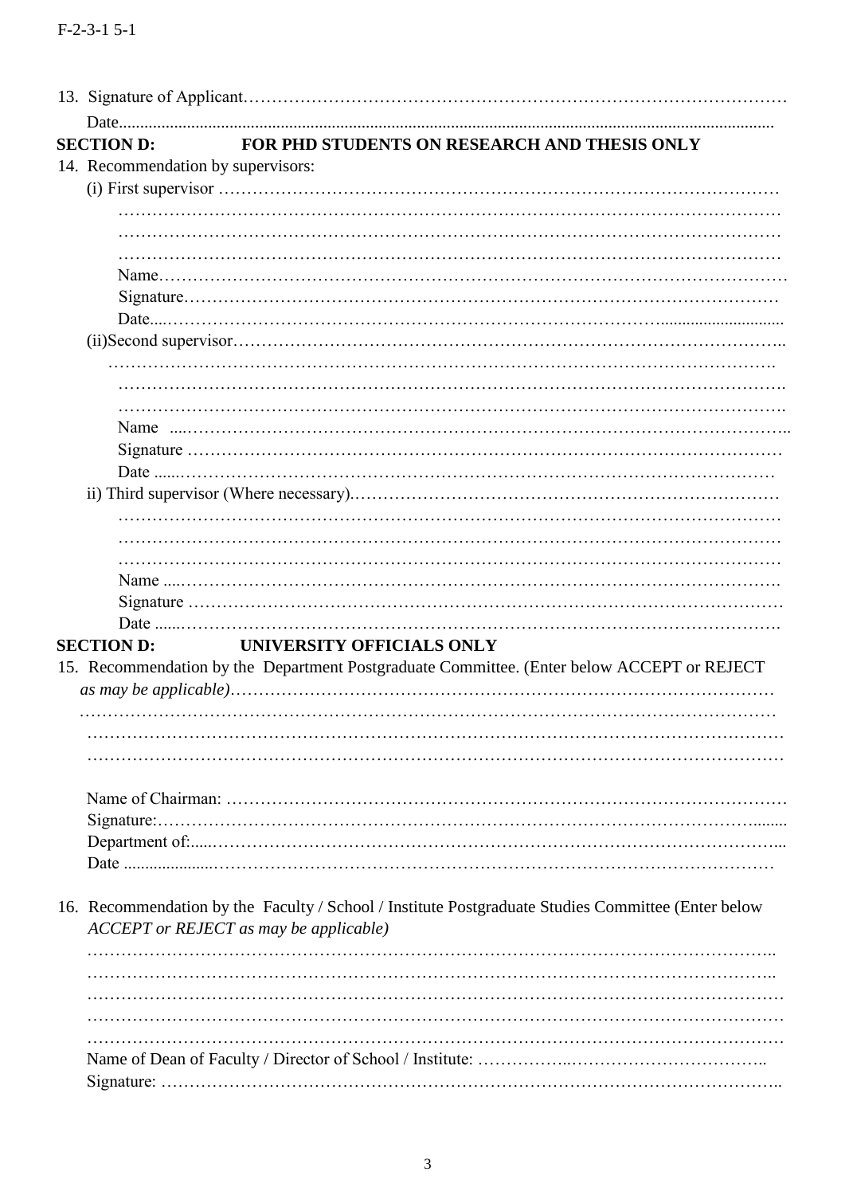13. Signature of Applicant…………………………………………………………………………………

    Date...........................................................................................................................................

**SECTION D: FOR PHD STUDENTS ON RESEARCH AND THESIS ONLY**

14. Recommendation by supervisors:

    (i) First supervisor ………………………………………………………………………………

    …………………………………………………………………………………………………

    …………………………………………………………………………………………………

    …………………………………………………………………………………………………

    Name…………………………………………………………………………………………

    Signature……………………………………………………………………………………

    Date....…………………………………………………………………………………...........................

    (ii)Second supervisor…………………………………………………………………………..

    ……………………………………………………………………………………………….

    ……………………………………………………………………………………………….

    ……………………………………………………………………………………………….

    Name ....……………………………………………………………………………………..

    Signature ……………………………………………………………………………………

    Date ......……………………………………………………………………………………

    ii) Third supervisor (Where necessary).…………………………………………………………

    …………………………………………………………………………………………………

    …………………………………………………………………………………………………

    …………………………………………………………………………………………………

    Name ....…………………………………………………………………………………….

    Signature ……………………………………………………………………………………

    Date ......…………………………………………………………………………………….

**SECTION D: UNIVERSITY OFFICIALS ONLY**

15. Recommendation by the Department Postgraduate Committee. (Enter below ACCEPT or REJECT *as may be applicable)*……………………………………………………………………………

    ……………………………………………………………………………………………………

    ……………………………………………………………………………………………………

    ……………………………………………………………………………………………………

    Name of Chairman: ………………………………………………………………………………

    Signature:………………………………………………………………………………………........

    Department of:.....……………………………………………………………………………...

    Date .....................…………………………………………………………………………………

16. Recommendation by the Faculty / School / Institute Postgraduate Studies Committee (Enter below *ACCEPT or REJECT as may be applicable)*

    ……………………………………………………………………………………………………..

    ……………………………………………………………………………………………………..

    ……………………………………………………………………………………………………

    ……………………………………………………………………………………………………

    ……………………………………………………………………………………………………

    Name of Dean of Faculty / Director of School / Institute: ……………..……………………………..

    Signature: ……………………………………………………………………………………………..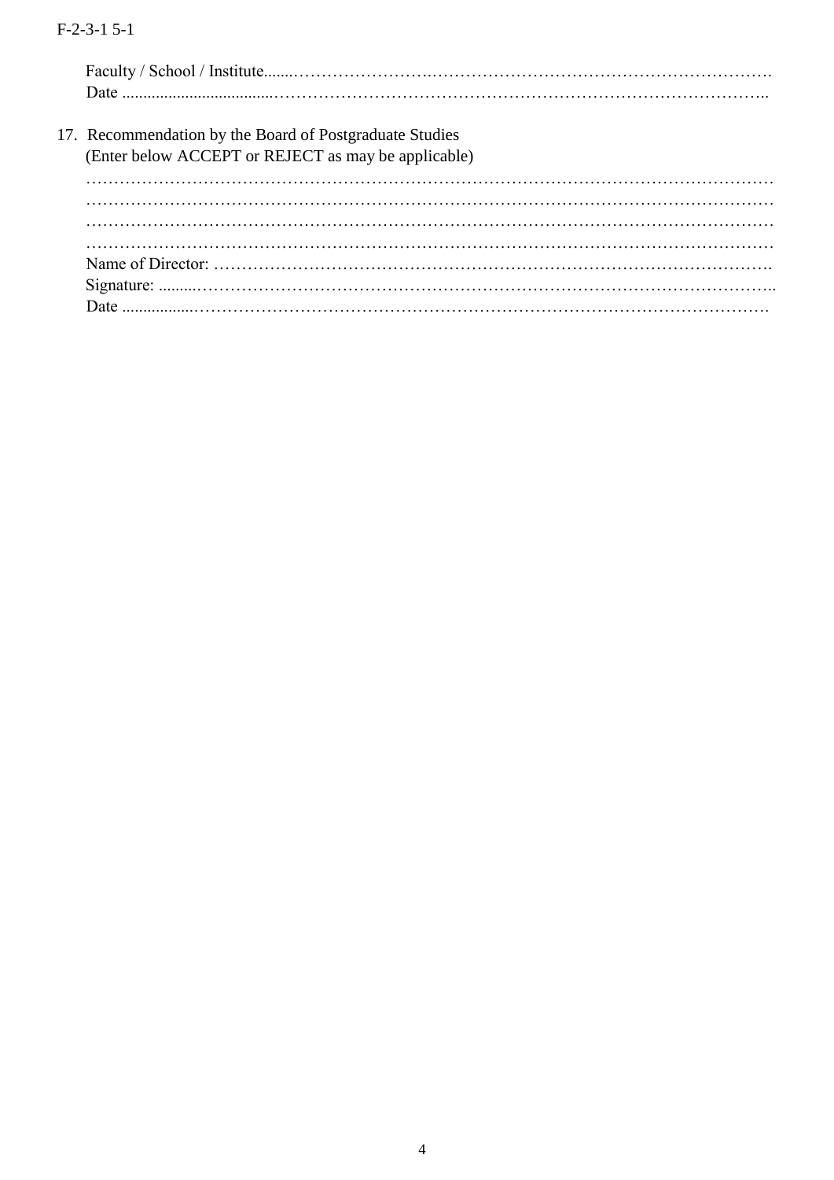F-2-3-1 5-1

Faculty / School / Institute..........................................................................................................

Date ..........................................................................................................................

17. Recommendation by the Board of Postgraduate Studies
    (Enter below ACCEPT or REJECT as may be applicable)

    ………………………………………………………………………………………………………
    ………………………………………………………………………………………………………
    ………………………………………………………………………………………………………
    ………………………………………………………………………………………………………

    Name of Director: ……………………………………………………………………………………

    Signature: ………………………………………………………………………………………………

    Date ……………………………………………………………………………………………………